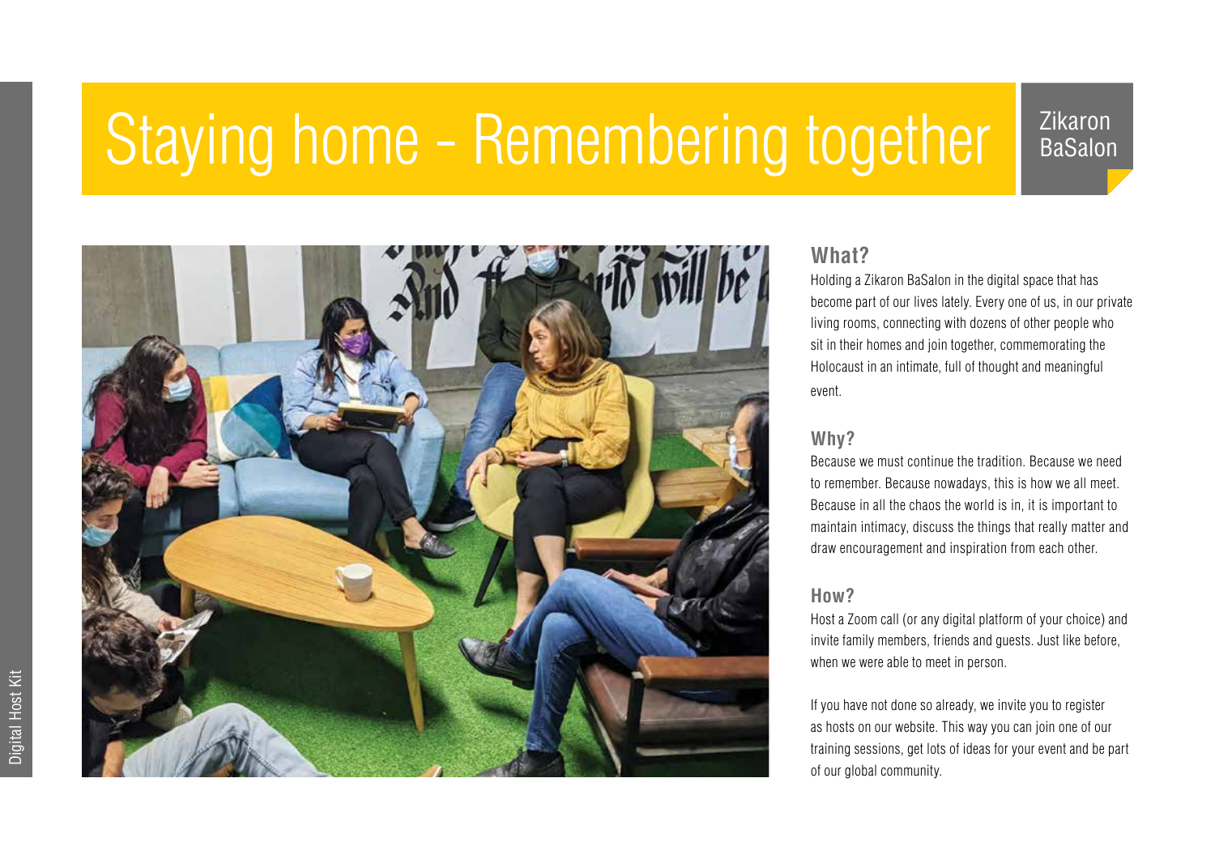# Staying home - Remembering together

Zikaron BaSalon

## What?

Holding a Zikaron BaSalon in the digital space that has become part of our lives lately. Every one of us, in our private living rooms, connecting with dozens of other people who sit in their homes and join together, commemorating the Holocaust in an intimate, full of thought and meaningful event.

## Why?

Because we must continue the tradition. Because we need to remember. Because nowadays, this is how we all meet. Because in all the chaos the world is in, it is important to maintain intimacy, discuss the things that really matter and draw encouragement and inspiration from each other.

## How?

Host a Zoom call (or any digital platform of your choice) and invite family members, friends and guests. Just like before, when we were able to meet in person.

If you have not done so already, we invite you to register as hosts on our website. This way you can join one of our training sessions, get lots of ideas for your event and be part of our global community.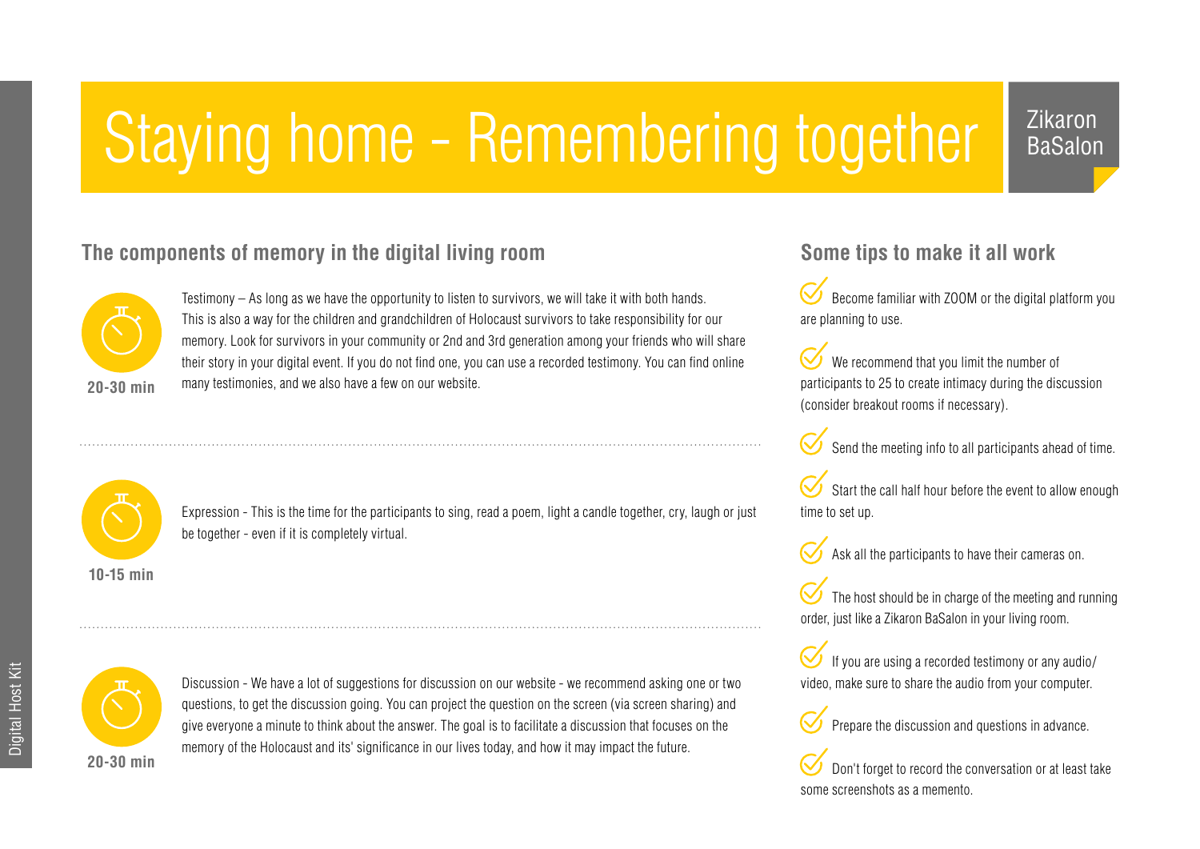# Staying home - Remembering together

Zikaron BaSalon

## The components of memory in the digital living room

**20-30 min**

Testimony – As long as we have the opportunity to listen to survivors, we will take it with both hands. This is also a way for the children and grandchildren of Holocaust survivors to take responsibility for our memory. Look for survivors in your community or 2nd and 3rd generation among your friends who will share their story in your digital event. If you do not find one, you can use a recorded testimony. You can find online many testimonies, and we also have a few on our website.

**10-15 min**

Expression - This is the time for the participants to sing, read a poem, light a candle together, cry, laugh or just be together - even if it is completely virtual.

**20-30 min**

Discussion - We have a lot of suggestions for discussion on our website - we recommend asking one or two questions, to get the discussion going. You can project the question on the screen (via screen sharing) and give everyone a minute to think about the answer. The goal is to facilitate a discussion that focuses on the memory of the Holocaust and its' significance in our lives today, and how it may impact the future.

## Some tips to make it all work

- Become familiar with ZOOM or the digital platform you are planning to use.
- We recommend that you limit the number of participants to 25 to create intimacy during the discussion (consider breakout rooms if necessary).
- Send the meeting info to all participants ahead of time.
- Start the call half hour before the event to allow enough time to set up.
- Ask all the participants to have their cameras on.
- The host should be in charge of the meeting and running order, just like a Zikaron BaSalon in your living room.
- If you are using a recorded testimony or any audio/video, make sure to share the audio from your computer.
- Prepare the discussion and questions in advance.
- Don't forget to record the conversation or at least take some screenshots as a memento.